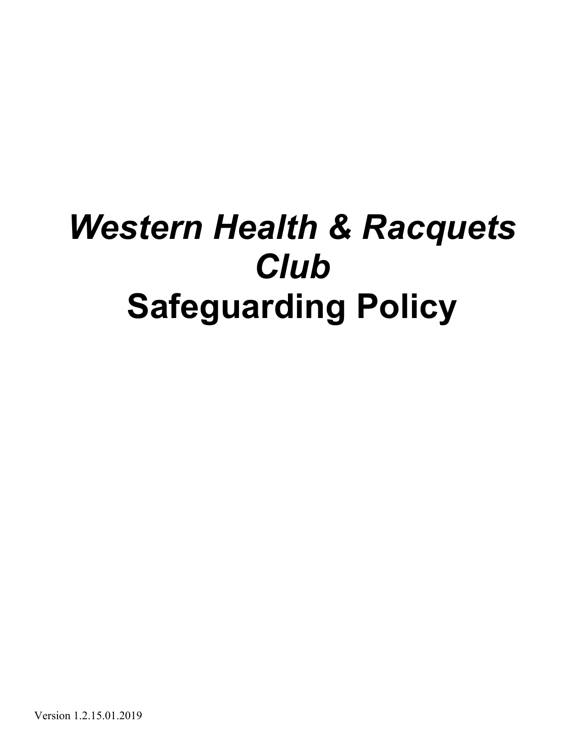# *Western Health & Racquets Club*
# Safeguarding Policy

Version 1.2.15.01.2019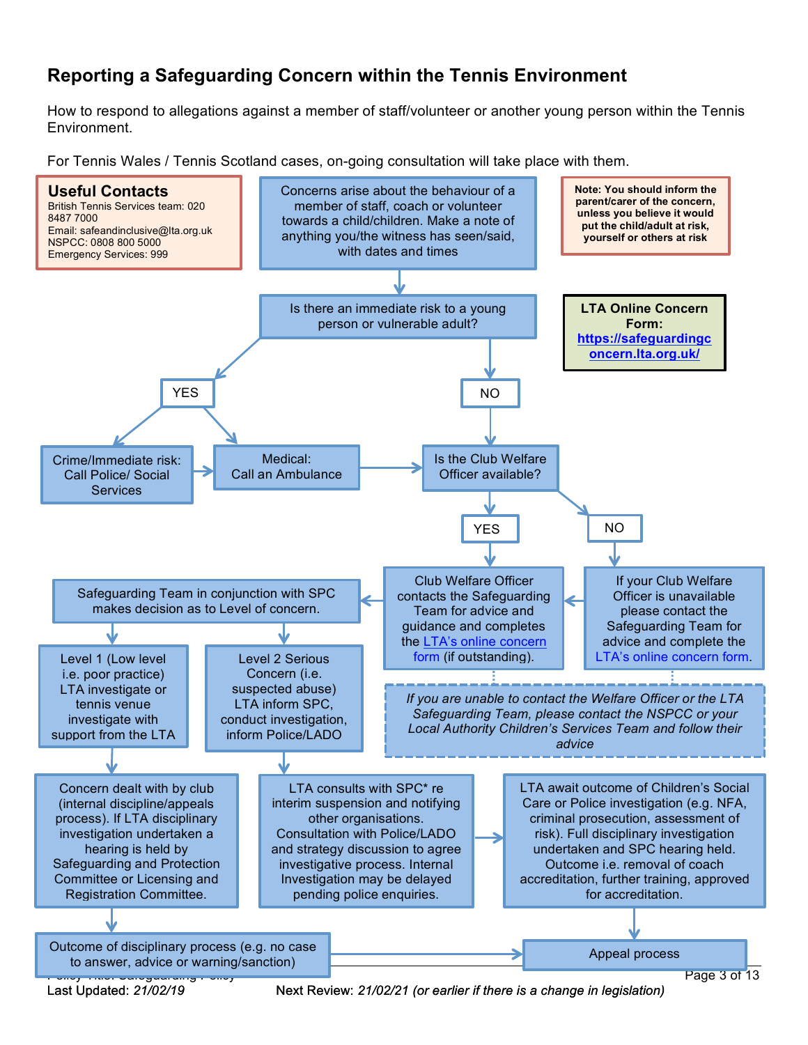## Reporting a Safeguarding Concern within the Tennis Environment

How to respond to allegations against a member of staff/volunteer or another young person within the Tennis Environment.

For Tennis Wales / Tennis Scotland cases, on-going consultation will take place with them.

**Useful Contacts**
British Tennis Services team: 020 8487 7000
Email: safeandinclusive@lta.org.uk
NSPCC: 0808 800 5000
Emergency Services: 999

**Note: You should inform the parent/carer of the concern, unless you believe it would put the child/adult at risk, yourself or others at risk**

**LTA Online Concern Form:**
**https://safeguardingconcern.lta.org.uk/**

Concerns arise about the behaviour of a member of staff, coach or volunteer towards a child/children. Make a note of anything you/the witness has seen/said, with dates and times

Is there an immediate risk to a young person or vulnerable adult?

- **YES**
  - Crime/Immediate risk: Call Police/ Social Services
  - Medical: Call an Ambulance
  - → Is the Club Welfare Officer available?
- **NO**
  - Is the Club Welfare Officer available?

Is the Club Welfare Officer available?

- **YES**: Club Welfare Officer contacts the Safeguarding Team for advice and guidance and completes the LTA's online concern form (if outstanding).
- **NO**: If your Club Welfare Officer is unavailable please contact the Safeguarding Team for advice and complete the LTA's online concern form.

*If you are unable to contact the Welfare Officer or the LTA Safeguarding Team, please contact the NSPCC or your Local Authority Children's Services Team and follow their advice*

Safeguarding Team in conjunction with SPC makes decision as to Level of concern.

- **Level 1** (Low level i.e. poor practice) LTA investigate or tennis venue investigate with support from the LTA
  - Concern dealt with by club (internal discipline/appeals process). If LTA disciplinary investigation undertaken a hearing is held by Safeguarding and Protection Committee or Licensing and Registration Committee.
  - Outcome of disciplinary process (e.g. no case to answer, advice or warning/sanction)
  - → Appeal process
- **Level 2** Serious Concern (i.e. suspected abuse) LTA inform SPC, conduct investigation, inform Police/LADO
  - LTA consults with SPC* re interim suspension and notifying other organisations. Consultation with Police/LADO and strategy discussion to agree investigative process. Internal Investigation may be delayed pending police enquiries.
  - LTA await outcome of Children's Social Care or Police investigation (e.g. NFA, criminal prosecution, assessment of risk). Full disciplinary investigation undertaken and SPC hearing held. Outcome i.e. removal of coach accreditation, further training, approved for accreditation.
  - → Appeal process

Last Updated: *21/02/19*    Next Review: *21/02/21 (or earlier if there is a change in legislation)*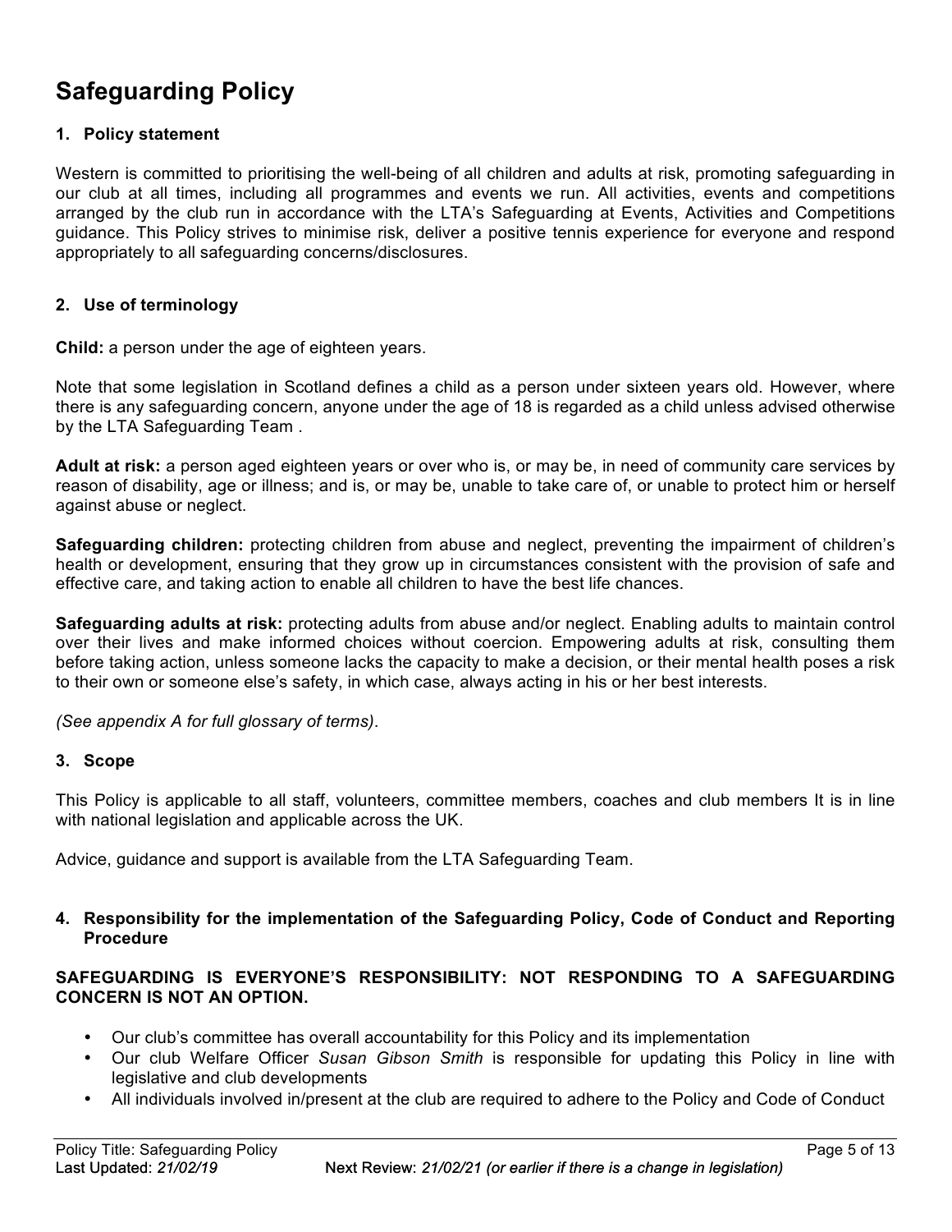# Safeguarding Policy

### 1. Policy statement

Western is committed to prioritising the well-being of all children and adults at risk, promoting safeguarding in our club at all times, including all programmes and events we run. All activities, events and competitions arranged by the club run in accordance with the LTA's Safeguarding at Events, Activities and Competitions guidance. This Policy strives to minimise risk, deliver a positive tennis experience for everyone and respond appropriately to all safeguarding concerns/disclosures.

### 2. Use of terminology

**Child:** a person under the age of eighteen years.

Note that some legislation in Scotland defines a child as a person under sixteen years old. However, where there is any safeguarding concern, anyone under the age of 18 is regarded as a child unless advised otherwise by the LTA Safeguarding Team .

**Adult at risk:** a person aged eighteen years or over who is, or may be, in need of community care services by reason of disability, age or illness; and is, or may be, unable to take care of, or unable to protect him or herself against abuse or neglect.

**Safeguarding children:** protecting children from abuse and neglect, preventing the impairment of children's health or development, ensuring that they grow up in circumstances consistent with the provision of safe and effective care, and taking action to enable all children to have the best life chances.

**Safeguarding adults at risk:** protecting adults from abuse and/or neglect. Enabling adults to maintain control over their lives and make informed choices without coercion. Empowering adults at risk, consulting them before taking action, unless someone lacks the capacity to make a decision, or their mental health poses a risk to their own or someone else's safety, in which case, always acting in his or her best interests.

*(See appendix A for full glossary of terms)*.

### 3. Scope

This Policy is applicable to all staff, volunteers, committee members, coaches and club members It is in line with national legislation and applicable across the UK.

Advice, guidance and support is available from the LTA Safeguarding Team.

### 4. Responsibility for the implementation of the Safeguarding Policy, Code of Conduct and Reporting Procedure

**SAFEGUARDING IS EVERYONE'S RESPONSIBILITY: NOT RESPONDING TO A SAFEGUARDING CONCERN IS NOT AN OPTION.**

- Our club's committee has overall accountability for this Policy and its implementation
- Our club Welfare Officer *Susan Gibson Smith* is responsible for updating this Policy in line with legislative and club developments
- All individuals involved in/present at the club are required to adhere to the Policy and Code of Conduct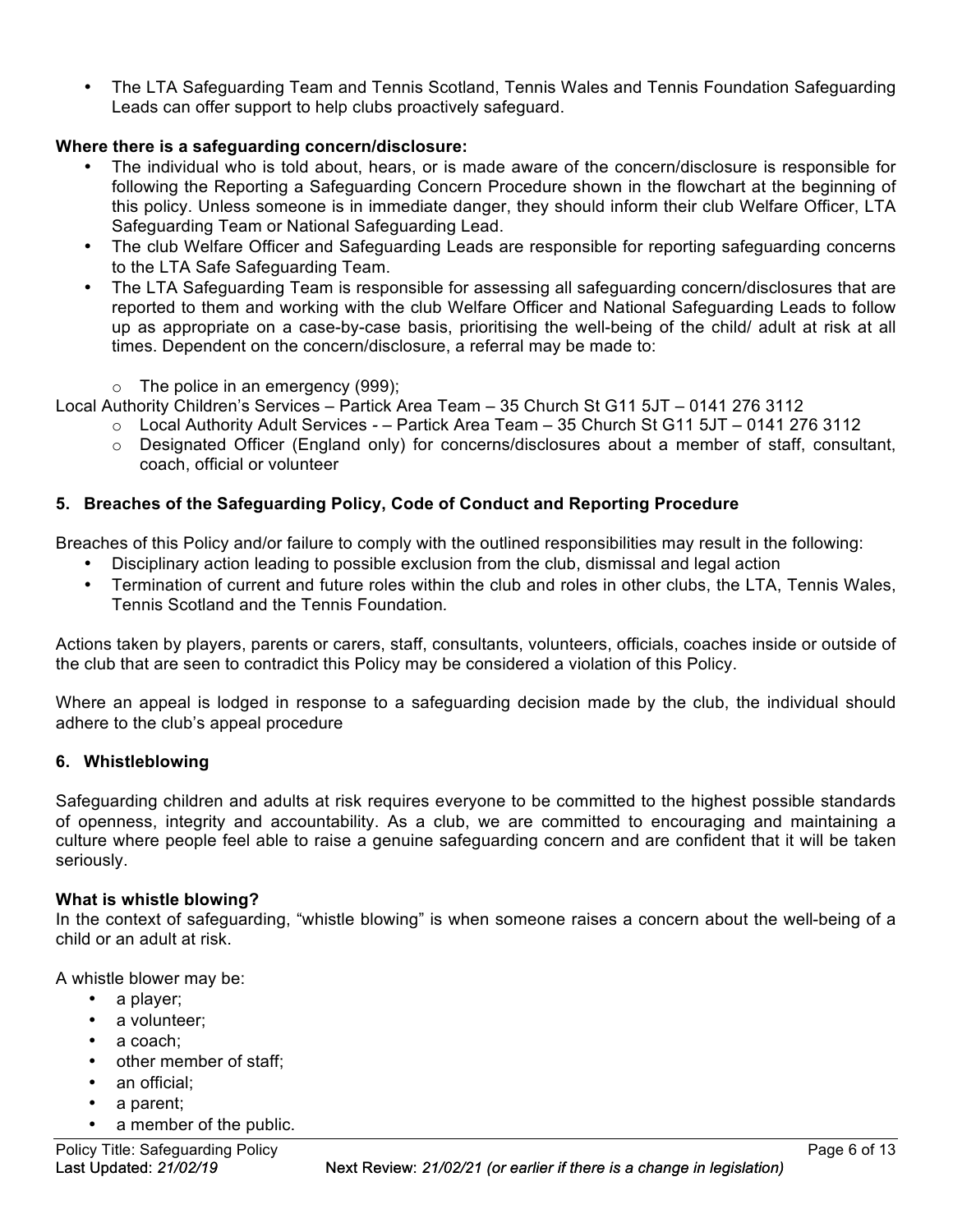- The LTA Safeguarding Team and Tennis Scotland, Tennis Wales and Tennis Foundation Safeguarding Leads can offer support to help clubs proactively safeguard.

**Where there is a safeguarding concern/disclosure:**

- The individual who is told about, hears, or is made aware of the concern/disclosure is responsible for following the Reporting a Safeguarding Concern Procedure shown in the flowchart at the beginning of this policy. Unless someone is in immediate danger, they should inform their club Welfare Officer, LTA Safeguarding Team or National Safeguarding Lead.
- The club Welfare Officer and Safeguarding Leads are responsible for reporting safeguarding concerns to the LTA Safe Safeguarding Team.
- The LTA Safeguarding Team is responsible for assessing all safeguarding concern/disclosures that are reported to them and working with the club Welfare Officer and National Safeguarding Leads to follow up as appropriate on a case-by-case basis, prioritising the well-being of the child/ adult at risk at all times. Dependent on the concern/disclosure, a referral may be made to:
    - The police in an emergency (999);

Local Authority Children's Services – Partick Area Team – 35 Church St G11 5JT – 0141 276 3112

- Local Authority Adult Services - – Partick Area Team – 35 Church St G11 5JT – 0141 276 3112
- Designated Officer (England only) for concerns/disclosures about a member of staff, consultant, coach, official or volunteer

## 5. Breaches of the Safeguarding Policy, Code of Conduct and Reporting Procedure

Breaches of this Policy and/or failure to comply with the outlined responsibilities may result in the following:

- Disciplinary action leading to possible exclusion from the club, dismissal and legal action
- Termination of current and future roles within the club and roles in other clubs, the LTA, Tennis Wales, Tennis Scotland and the Tennis Foundation.

Actions taken by players, parents or carers, staff, consultants, volunteers, officials, coaches inside or outside of the club that are seen to contradict this Policy may be considered a violation of this Policy.

Where an appeal is lodged in response to a safeguarding decision made by the club, the individual should adhere to the club's appeal procedure

## 6. Whistleblowing

Safeguarding children and adults at risk requires everyone to be committed to the highest possible standards of openness, integrity and accountability. As a club, we are committed to encouraging and maintaining a culture where people feel able to raise a genuine safeguarding concern and are confident that it will be taken seriously.

**What is whistle blowing?**

In the context of safeguarding, "whistle blowing" is when someone raises a concern about the well-being of a child or an adult at risk.

A whistle blower may be:

- a player;
- a volunteer;
- a coach;
- other member of staff;
- an official;
- a parent;
- a member of the public.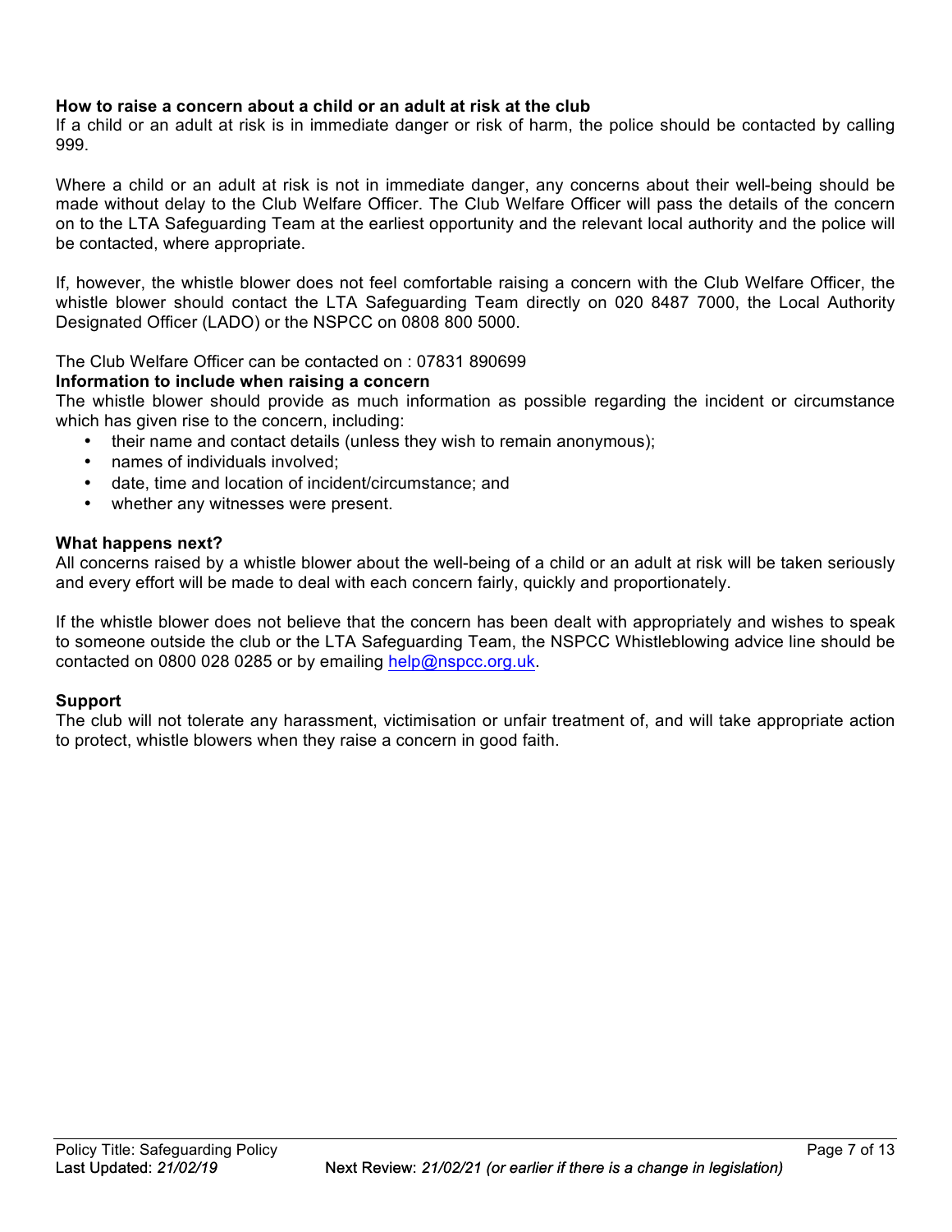**How to raise a concern about a child or an adult at risk at the club**

If a child or an adult at risk is in immediate danger or risk of harm, the police should be contacted by calling 999.

Where a child or an adult at risk is not in immediate danger, any concerns about their well-being should be made without delay to the Club Welfare Officer. The Club Welfare Officer will pass the details of the concern on to the LTA Safeguarding Team at the earliest opportunity and the relevant local authority and the police will be contacted, where appropriate.

If, however, the whistle blower does not feel comfortable raising a concern with the Club Welfare Officer, the whistle blower should contact the LTA Safeguarding Team directly on 020 8487 7000, the Local Authority Designated Officer (LADO) or the NSPCC on 0808 800 5000.

The Club Welfare Officer can be contacted on : 07831 890699

**Information to include when raising a concern**

The whistle blower should provide as much information as possible regarding the incident or circumstance which has given rise to the concern, including:

- their name and contact details (unless they wish to remain anonymous);
- names of individuals involved;
- date, time and location of incident/circumstance; and
- whether any witnesses were present.

**What happens next?**

All concerns raised by a whistle blower about the well-being of a child or an adult at risk will be taken seriously and every effort will be made to deal with each concern fairly, quickly and proportionately.

If the whistle blower does not believe that the concern has been dealt with appropriately and wishes to speak to someone outside the club or the LTA Safeguarding Team, the NSPCC Whistleblowing advice line should be contacted on 0800 028 0285 or by emailing help@nspcc.org.uk.

**Support**

The club will not tolerate any harassment, victimisation or unfair treatment of, and will take appropriate action to protect, whistle blowers when they raise a concern in good faith.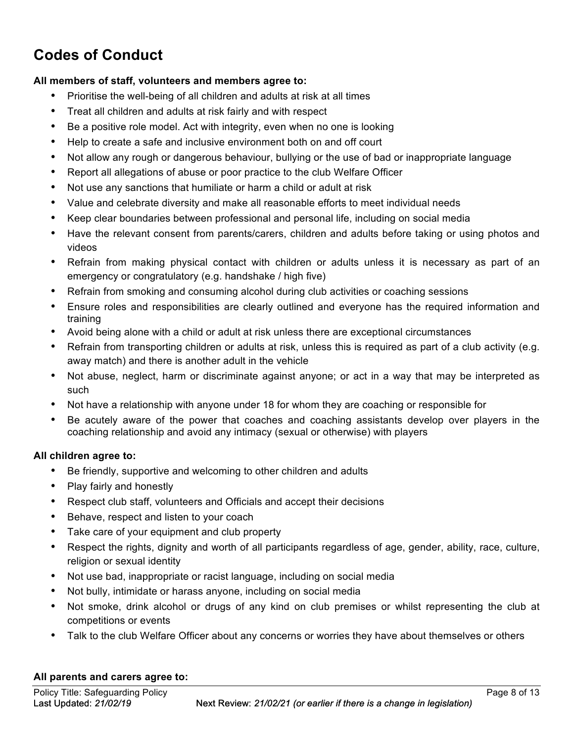# Codes of Conduct

**All members of staff, volunteers and members agree to:**

- Prioritise the well-being of all children and adults at risk at all times
- Treat all children and adults at risk fairly and with respect
- Be a positive role model. Act with integrity, even when no one is looking
- Help to create a safe and inclusive environment both on and off court
- Not allow any rough or dangerous behaviour, bullying or the use of bad or inappropriate language
- Report all allegations of abuse or poor practice to the club Welfare Officer
- Not use any sanctions that humiliate or harm a child or adult at risk
- Value and celebrate diversity and make all reasonable efforts to meet individual needs
- Keep clear boundaries between professional and personal life, including on social media
- Have the relevant consent from parents/carers, children and adults before taking or using photos and videos
- Refrain from making physical contact with children or adults unless it is necessary as part of an emergency or congratulatory (e.g. handshake / high five)
- Refrain from smoking and consuming alcohol during club activities or coaching sessions
- Ensure roles and responsibilities are clearly outlined and everyone has the required information and training
- Avoid being alone with a child or adult at risk unless there are exceptional circumstances
- Refrain from transporting children or adults at risk, unless this is required as part of a club activity (e.g. away match) and there is another adult in the vehicle
- Not abuse, neglect, harm or discriminate against anyone; or act in a way that may be interpreted as such
- Not have a relationship with anyone under 18 for whom they are coaching or responsible for
- Be acutely aware of the power that coaches and coaching assistants develop over players in the coaching relationship and avoid any intimacy (sexual or otherwise) with players

**All children agree to:**

- Be friendly, supportive and welcoming to other children and adults
- Play fairly and honestly
- Respect club staff, volunteers and Officials and accept their decisions
- Behave, respect and listen to your coach
- Take care of your equipment and club property
- Respect the rights, dignity and worth of all participants regardless of age, gender, ability, race, culture, religion or sexual identity
- Not use bad, inappropriate or racist language, including on social media
- Not bully, intimidate or harass anyone, including on social media
- Not smoke, drink alcohol or drugs of any kind on club premises or whilst representing the club at competitions or events
- Talk to the club Welfare Officer about any concerns or worries they have about themselves or others

**All parents and carers agree to:**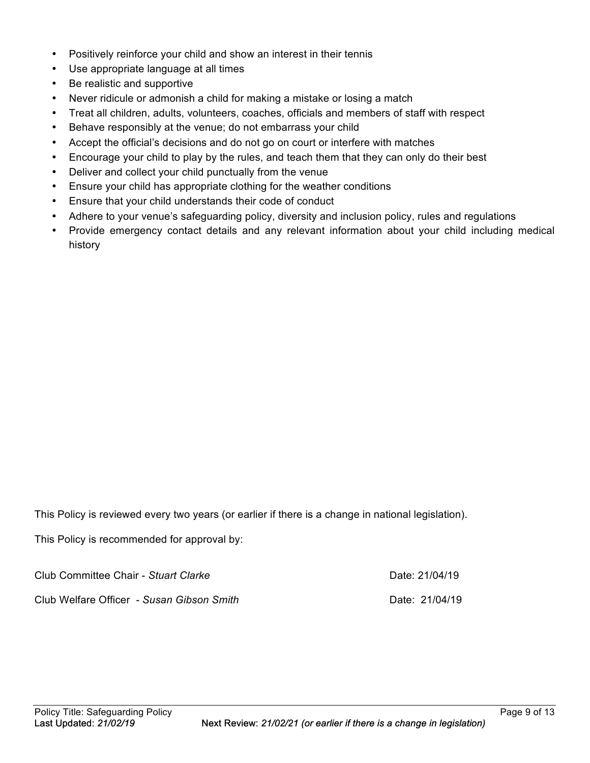- Positively reinforce your child and show an interest in their tennis
- Use appropriate language at all times
- Be realistic and supportive
- Never ridicule or admonish a child for making a mistake or losing a match
- Treat all children, adults, volunteers, coaches, officials and members of staff with respect
- Behave responsibly at the venue; do not embarrass your child
- Accept the official's decisions and do not go on court or interfere with matches
- Encourage your child to play by the rules, and teach them that they can only do their best
- Deliver and collect your child punctually from the venue
- Ensure your child has appropriate clothing for the weather conditions
- Ensure that your child understands their code of conduct
- Adhere to your venue's safeguarding policy, diversity and inclusion policy, rules and regulations
- Provide emergency contact details and any relevant information about your child including medical history

This Policy is reviewed every two years (or earlier if there is a change in national legislation).

This Policy is recommended for approval by:

Club Committee Chair - *Stuart Clarke* Date: 21/04/19

Club Welfare Officer - *Susan Gibson Smith* Date: 21/04/19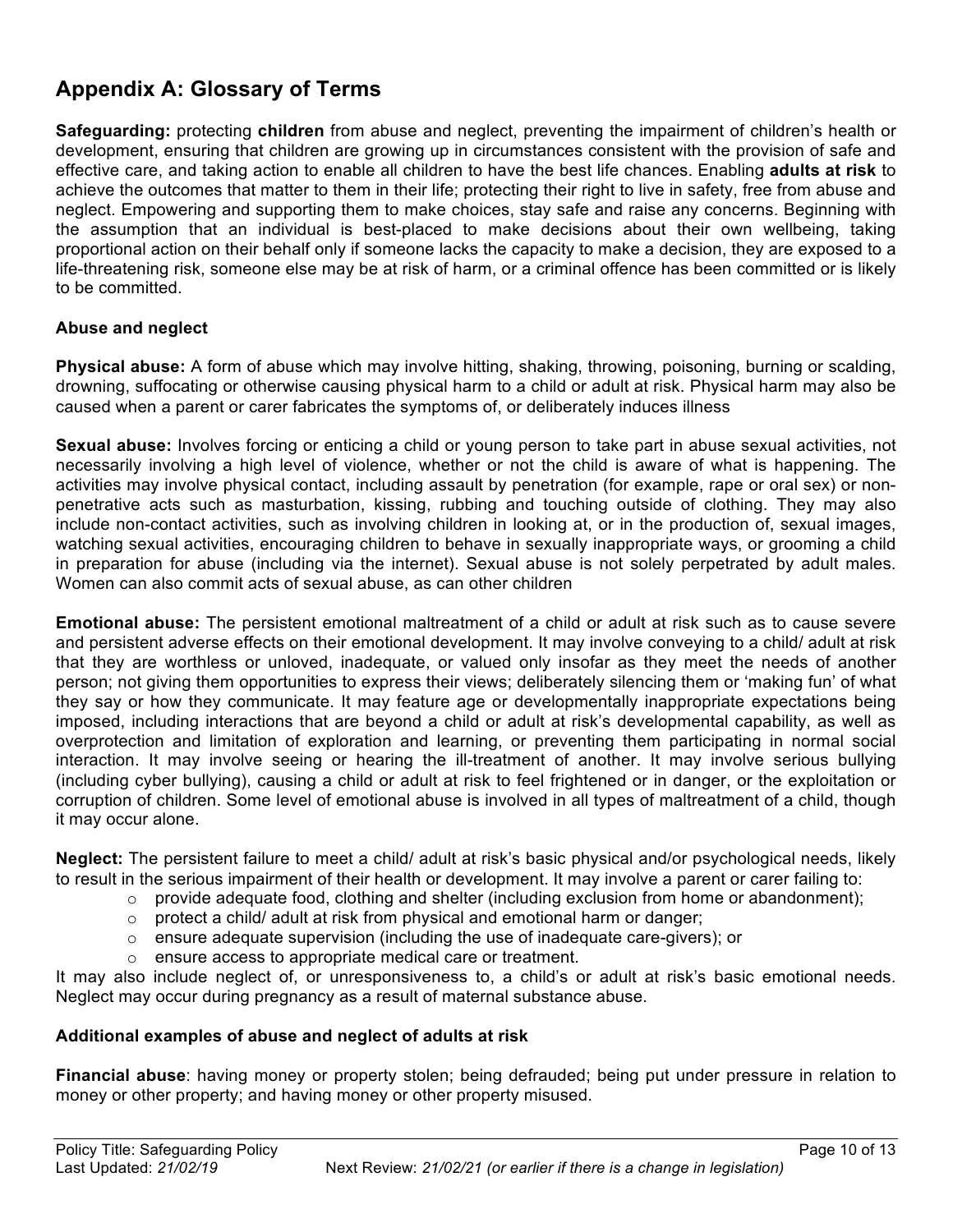## Appendix A: Glossary of Terms

**Safeguarding:** protecting **children** from abuse and neglect, preventing the impairment of children's health or development, ensuring that children are growing up in circumstances consistent with the provision of safe and effective care, and taking action to enable all children to have the best life chances. Enabling **adults at risk** to achieve the outcomes that matter to them in their life; protecting their right to live in safety, free from abuse and neglect. Empowering and supporting them to make choices, stay safe and raise any concerns. Beginning with the assumption that an individual is best-placed to make decisions about their own wellbeing, taking proportional action on their behalf only if someone lacks the capacity to make a decision, they are exposed to a life-threatening risk, someone else may be at risk of harm, or a criminal offence has been committed or is likely to be committed.

### Abuse and neglect

**Physical abuse:** A form of abuse which may involve hitting, shaking, throwing, poisoning, burning or scalding, drowning, suffocating or otherwise causing physical harm to a child or adult at risk. Physical harm may also be caused when a parent or carer fabricates the symptoms of, or deliberately induces illness

**Sexual abuse:** Involves forcing or enticing a child or young person to take part in abuse sexual activities, not necessarily involving a high level of violence, whether or not the child is aware of what is happening. The activities may involve physical contact, including assault by penetration (for example, rape or oral sex) or non-penetrative acts such as masturbation, kissing, rubbing and touching outside of clothing. They may also include non-contact activities, such as involving children in looking at, or in the production of, sexual images, watching sexual activities, encouraging children to behave in sexually inappropriate ways, or grooming a child in preparation for abuse (including via the internet). Sexual abuse is not solely perpetrated by adult males. Women can also commit acts of sexual abuse, as can other children

**Emotional abuse:** The persistent emotional maltreatment of a child or adult at risk such as to cause severe and persistent adverse effects on their emotional development. It may involve conveying to a child/ adult at risk that they are worthless or unloved, inadequate, or valued only insofar as they meet the needs of another person; not giving them opportunities to express their views; deliberately silencing them or 'making fun' of what they say or how they communicate. It may feature age or developmentally inappropriate expectations being imposed, including interactions that are beyond a child or adult at risk's developmental capability, as well as overprotection and limitation of exploration and learning, or preventing them participating in normal social interaction. It may involve seeing or hearing the ill-treatment of another. It may involve serious bullying (including cyber bullying), causing a child or adult at risk to feel frightened or in danger, or the exploitation or corruption of children. Some level of emotional abuse is involved in all types of maltreatment of a child, though it may occur alone.

**Neglect:** The persistent failure to meet a child/ adult at risk's basic physical and/or psychological needs, likely to result in the serious impairment of their health or development. It may involve a parent or carer failing to:

- provide adequate food, clothing and shelter (including exclusion from home or abandonment);
- protect a child/ adult at risk from physical and emotional harm or danger;
- ensure adequate supervision (including the use of inadequate care-givers); or
- ensure access to appropriate medical care or treatment.

It may also include neglect of, or unresponsiveness to, a child's or adult at risk's basic emotional needs. Neglect may occur during pregnancy as a result of maternal substance abuse.

### Additional examples of abuse and neglect of adults at risk

**Financial abuse**: having money or property stolen; being defrauded; being put under pressure in relation to money or other property; and having money or other property misused.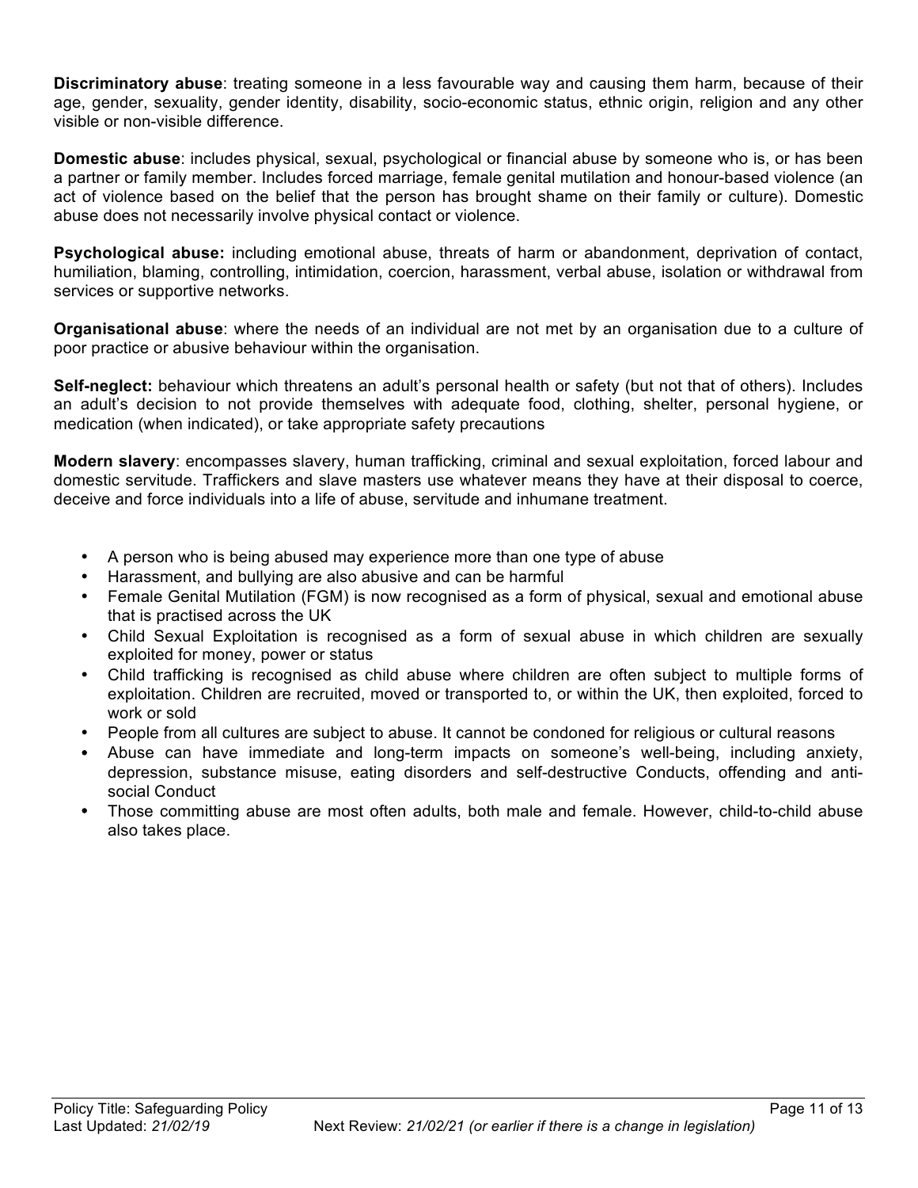**Discriminatory abuse**: treating someone in a less favourable way and causing them harm, because of their age, gender, sexuality, gender identity, disability, socio-economic status, ethnic origin, religion and any other visible or non-visible difference.

**Domestic abuse**: includes physical, sexual, psychological or financial abuse by someone who is, or has been a partner or family member. Includes forced marriage, female genital mutilation and honour-based violence (an act of violence based on the belief that the person has brought shame on their family or culture). Domestic abuse does not necessarily involve physical contact or violence.

**Psychological abuse:** including emotional abuse, threats of harm or abandonment, deprivation of contact, humiliation, blaming, controlling, intimidation, coercion, harassment, verbal abuse, isolation or withdrawal from services or supportive networks.

**Organisational abuse**: where the needs of an individual are not met by an organisation due to a culture of poor practice or abusive behaviour within the organisation.

**Self-neglect:** behaviour which threatens an adult's personal health or safety (but not that of others). Includes an adult's decision to not provide themselves with adequate food, clothing, shelter, personal hygiene, or medication (when indicated), or take appropriate safety precautions

**Modern slavery**: encompasses slavery, human trafficking, criminal and sexual exploitation, forced labour and domestic servitude. Traffickers and slave masters use whatever means they have at their disposal to coerce, deceive and force individuals into a life of abuse, servitude and inhumane treatment.

- A person who is being abused may experience more than one type of abuse
- Harassment, and bullying are also abusive and can be harmful
- Female Genital Mutilation (FGM) is now recognised as a form of physical, sexual and emotional abuse that is practised across the UK
- Child Sexual Exploitation is recognised as a form of sexual abuse in which children are sexually exploited for money, power or status
- Child trafficking is recognised as child abuse where children are often subject to multiple forms of exploitation. Children are recruited, moved or transported to, or within the UK, then exploited, forced to work or sold
- People from all cultures are subject to abuse. It cannot be condoned for religious or cultural reasons
- Abuse can have immediate and long-term impacts on someone's well-being, including anxiety, depression, substance misuse, eating disorders and self-destructive Conducts, offending and anti-social Conduct
- Those committing abuse are most often adults, both male and female. However, child-to-child abuse also takes place.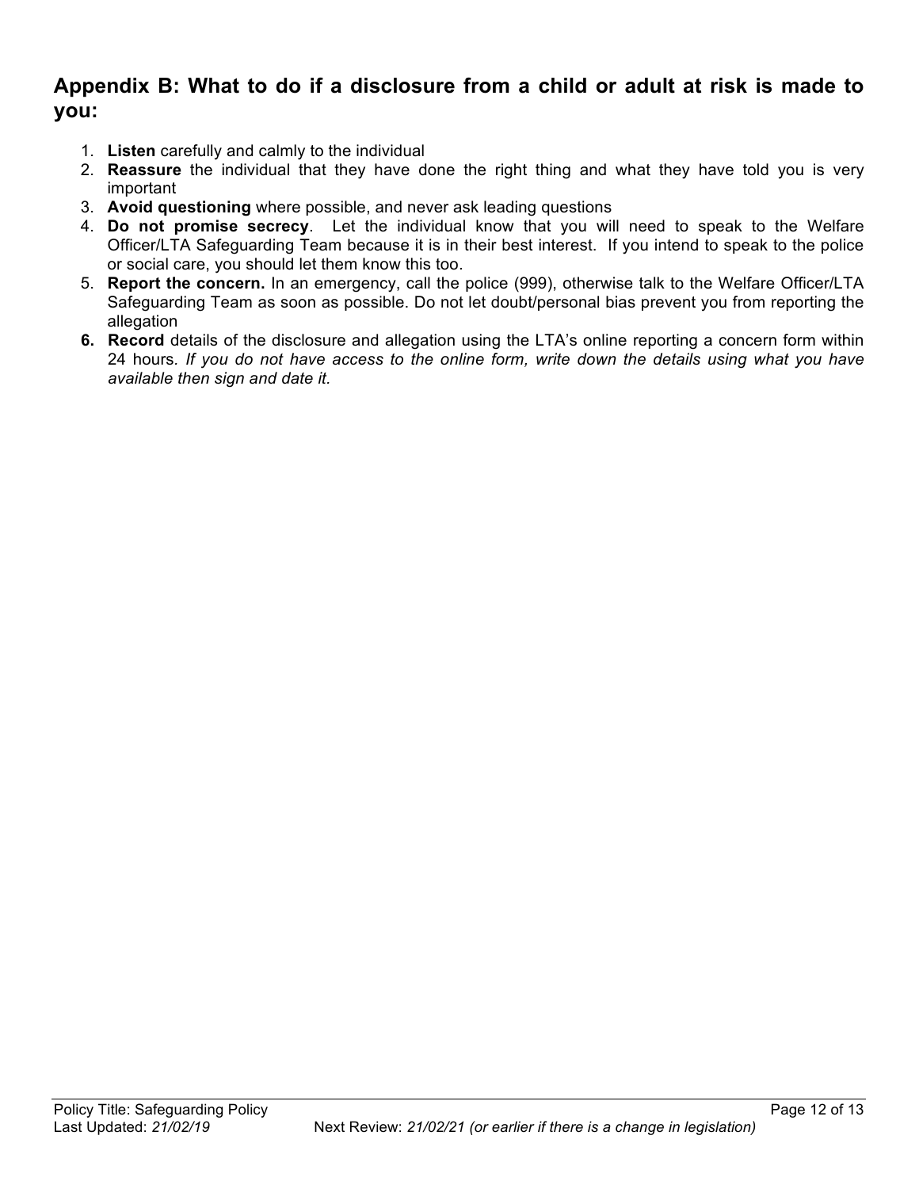## Appendix B: What to do if a disclosure from a child or adult at risk is made to you:

1. **Listen** carefully and calmly to the individual
2. **Reassure** the individual that they have done the right thing and what they have told you is very important
3. **Avoid questioning** where possible, and never ask leading questions
4. **Do not promise secrecy**. Let the individual know that you will need to speak to the Welfare Officer/LTA Safeguarding Team because it is in their best interest. If you intend to speak to the police or social care, you should let them know this too.
5. **Report the concern.** In an emergency, call the police (999), otherwise talk to the Welfare Officer/LTA Safeguarding Team as soon as possible. Do not let doubt/personal bias prevent you from reporting the allegation
6. **Record** details of the disclosure and allegation using the LTA's online reporting a concern form within 24 hours. *If you do not have access to the online form, write down the details using what you have available then sign and date it.*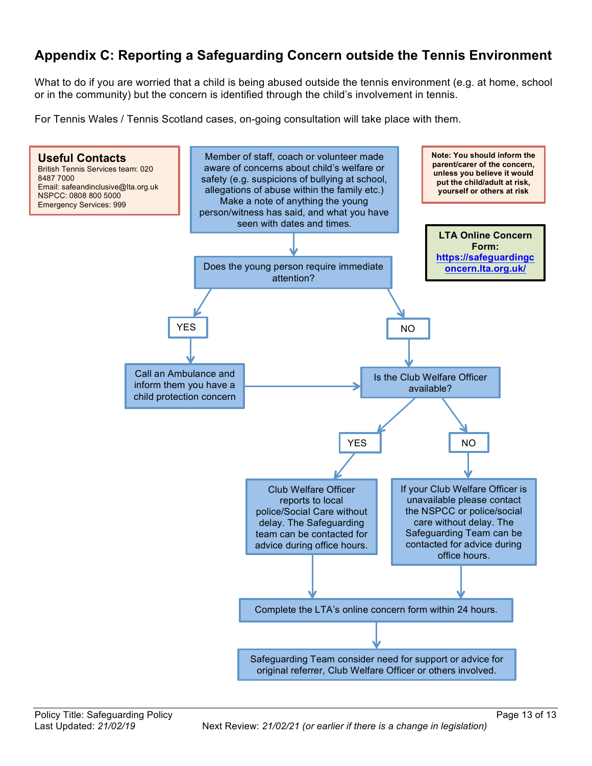## Appendix C: Reporting a Safeguarding Concern outside the Tennis Environment

What to do if you are worried that a child is being abused outside the tennis environment (e.g. at home, school or in the community) but the concern is identified through the child's involvement in tennis.

For Tennis Wales / Tennis Scotland cases, on-going consultation will take place with them.

**Useful Contacts**
British Tennis Services team: 020 8487 7000
Email: safeandinclusive@lta.org.uk
NSPCC: 0808 800 5000
Emergency Services: 999

Member of staff, coach or volunteer made aware of concerns about child's welfare or safety (e.g. suspicions of bullying at school, allegations of abuse within the family etc.) Make a note of anything the young person/witness has said, and what you have seen with dates and times.

**Note: You should inform the parent/carer of the concern, unless you believe it would put the child/adult at risk, yourself or others at risk**

**LTA Online Concern Form:** **https://safeguardingconcern.lta.org.uk/**

Does the young person require immediate attention?

YES

Call an Ambulance and inform them you have a child protection concern

NO

Is the Club Welfare Officer available?

YES

Club Welfare Officer reports to local police/Social Care without delay. The Safeguarding team can be contacted for advice during office hours.

NO

If your Club Welfare Officer is unavailable please contact the NSPCC or police/social care without delay. The Safeguarding Team can be contacted for advice during office hours.

Complete the LTA's online concern form within 24 hours.

Safeguarding Team consider need for support or advice for original referrer, Club Welfare Officer or others involved.

Policy Title: Safeguarding Policy
Last Updated: *21/02/19* Next Review: *21/02/21 (or earlier if there is a change in legislation)*